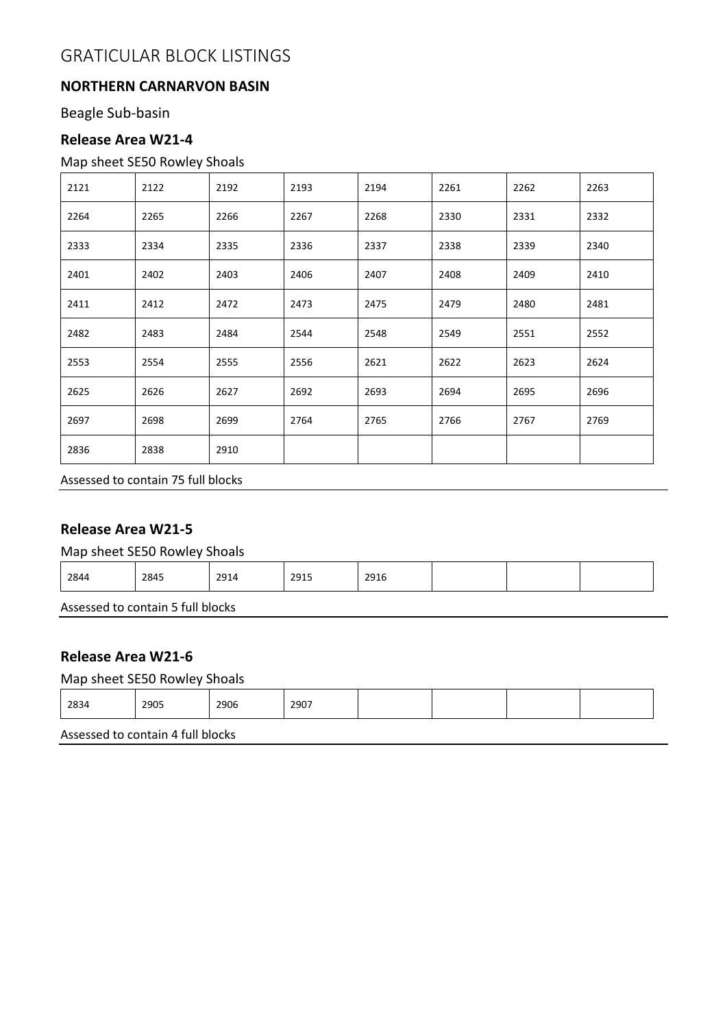# GRATICULAR BLOCK LISTINGS

## NORTHERN CARNARVON BASIN

Beagle Sub-basin

### Release Area W21-4

Map sheet SE50 Rowley Shoals

| | | | | | | | |
|---|---|---|---|---|---|---|---|
| 2121 | 2122 | 2192 | 2193 | 2194 | 2261 | 2262 | 2263 |
| 2264 | 2265 | 2266 | 2267 | 2268 | 2330 | 2331 | 2332 |
| 2333 | 2334 | 2335 | 2336 | 2337 | 2338 | 2339 | 2340 |
| 2401 | 2402 | 2403 | 2406 | 2407 | 2408 | 2409 | 2410 |
| 2411 | 2412 | 2472 | 2473 | 2475 | 2479 | 2480 | 2481 |
| 2482 | 2483 | 2484 | 2544 | 2548 | 2549 | 2551 | 2552 |
| 2553 | 2554 | 2555 | 2556 | 2621 | 2622 | 2623 | 2624 |
| 2625 | 2626 | 2627 | 2692 | 2693 | 2694 | 2695 | 2696 |
| 2697 | 2698 | 2699 | 2764 | 2765 | 2766 | 2767 | 2769 |
| 2836 | 2838 | 2910 | | | | | |

Assessed to contain 75 full blocks

### Release Area W21-5

Map sheet SE50 Rowley Shoals

| | | | | | | | |
|---|---|---|---|---|---|---|---|
| 2844 | 2845 | 2914 | 2915 | 2916 | | | |

Assessed to contain 5 full blocks

### Release Area W21-6

Map sheet SE50 Rowley Shoals

| | | | | | | | |
|---|---|---|---|---|---|---|---|
| 2834 | 2905 | 2906 | 2907 | | | | |

Assessed to contain 4 full blocks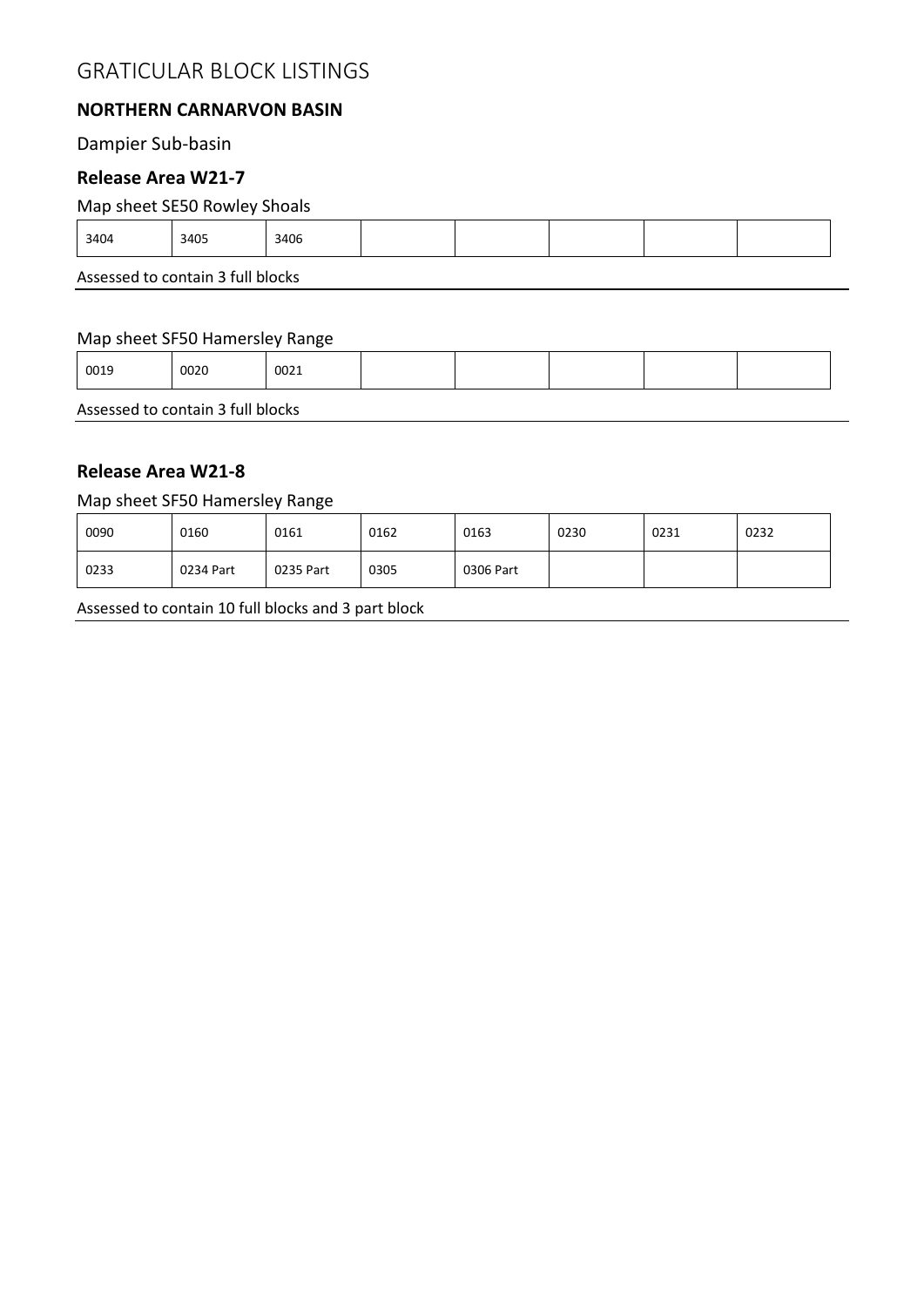# GRATICULAR BLOCK LISTINGS

## NORTHERN CARNARVON BASIN

Dampier Sub-basin

### Release Area W21-7

Map sheet SE50 Rowley Shoals

| 3404 | 3405 | 3406 | | | | | |
|---|---|---|---|---|---|---|---|

Assessed to contain 3 full blocks

Map sheet SF50 Hamersley Range

| 0019 | 0020 | 0021 | | | | | |
|---|---|---|---|---|---|---|---|

Assessed to contain 3 full blocks

### Release Area W21-8

Map sheet SF50 Hamersley Range

| 0090 | 0160 | 0161 | 0162 | 0163 | 0230 | 0231 | 0232 |
|---|---|---|---|---|---|---|---|
| 0233 | 0234 Part | 0235 Part | 0305 | 0306 Part | | | |

Assessed to contain 10 full blocks and 3 part block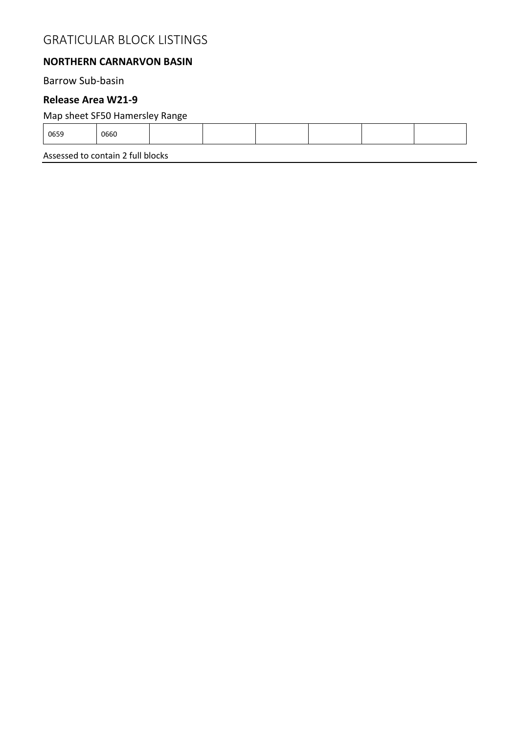# GRATICULAR BLOCK LISTINGS

## NORTHERN CARNARVON BASIN

Barrow Sub-basin

### Release Area W21-9

Map sheet SF50 Hamersley Range

| 0659 | 0660 | | | | | | |
|---|---|---|---|---|---|---|---|

Assessed to contain 2 full blocks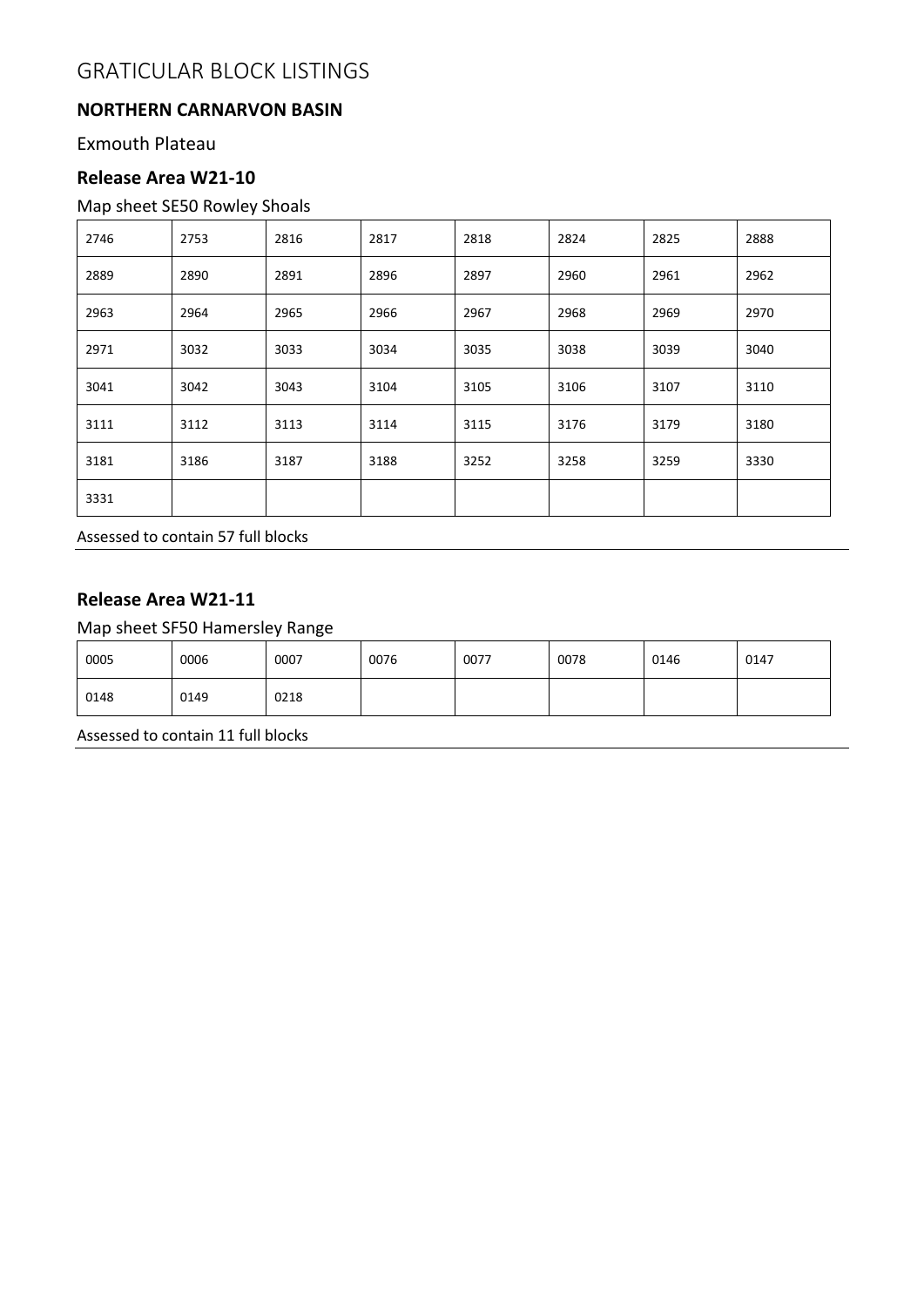# GRATICULAR BLOCK LISTINGS

## NORTHERN CARNARVON BASIN

Exmouth Plateau

### Release Area W21-10

Map sheet SE50 Rowley Shoals

| | | | | | | | |
|---|---|---|---|---|---|---|---|
| 2746 | 2753 | 2816 | 2817 | 2818 | 2824 | 2825 | 2888 |
| 2889 | 2890 | 2891 | 2896 | 2897 | 2960 | 2961 | 2962 |
| 2963 | 2964 | 2965 | 2966 | 2967 | 2968 | 2969 | 2970 |
| 2971 | 3032 | 3033 | 3034 | 3035 | 3038 | 3039 | 3040 |
| 3041 | 3042 | 3043 | 3104 | 3105 | 3106 | 3107 | 3110 |
| 3111 | 3112 | 3113 | 3114 | 3115 | 3176 | 3179 | 3180 |
| 3181 | 3186 | 3187 | 3188 | 3252 | 3258 | 3259 | 3330 |
| 3331 | | | | | | | |

Assessed to contain 57 full blocks

### Release Area W21-11

Map sheet SF50 Hamersley Range

| | | | | | | | |
|---|---|---|---|---|---|---|---|
| 0005 | 0006 | 0007 | 0076 | 0077 | 0078 | 0146 | 0147 |
| 0148 | 0149 | 0218 | | | | | |

Assessed to contain 11 full blocks